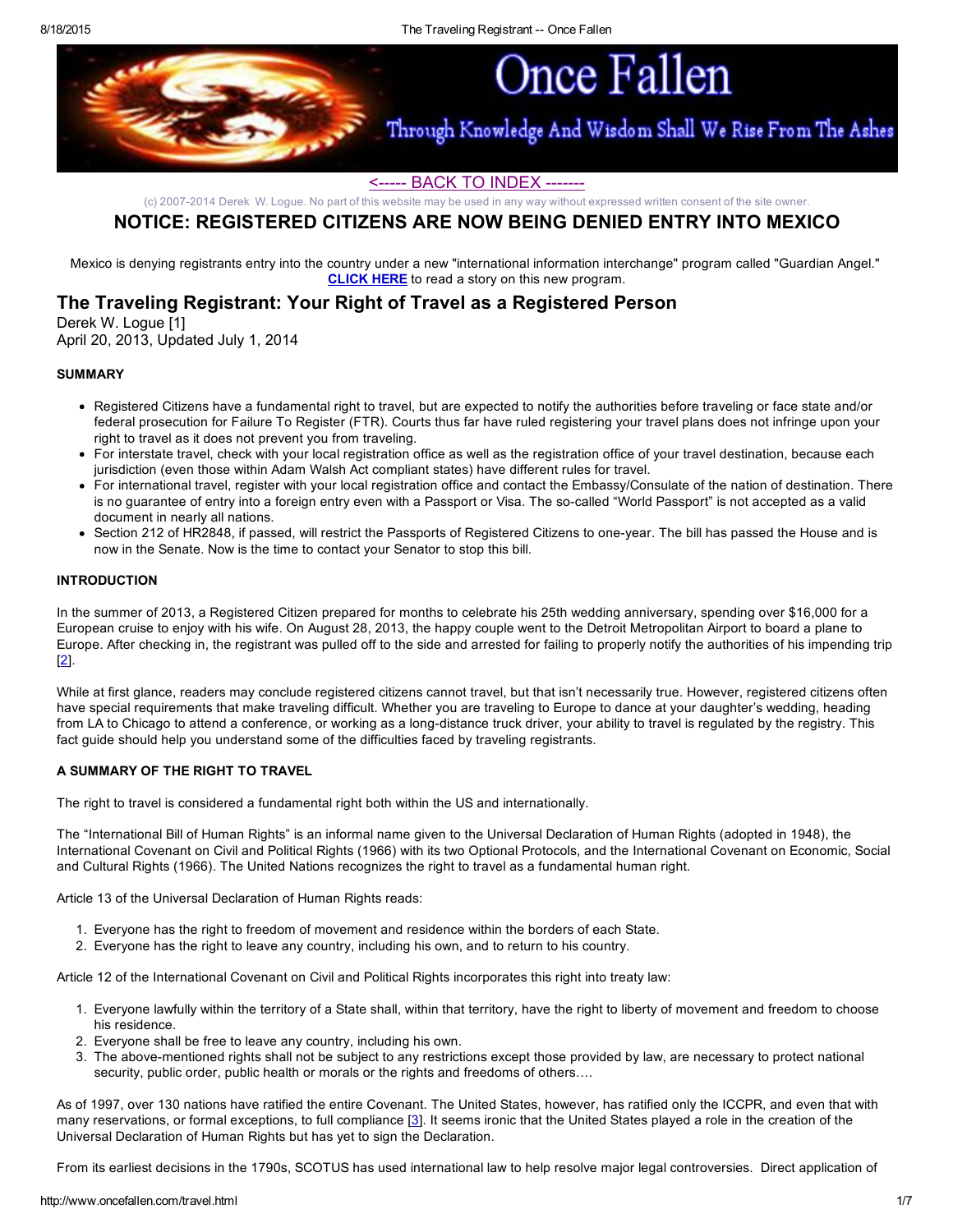# Once Fallen

Through Knowledge And Wisdom Shall We Rise From The Ashes

<----- BACK TO INDEX ------->

(c) 2007-2014 Derek W. Logue. No part of this website may be used in any way without expressed written consent of the site owner.

## NOTICE: REGISTERED CITIZENS ARE NOW BEING DENIED ENTRY INTO MEXICO

Mexico is denying registrants entry into the country under a new "international information interchange" program called "Guardian Angel." **CLICK HERE** to read a story on this new program.

## The Traveling Registrant: Your Right of Travel as a Registered Person

Derek W. Logue [1]
April 20, 2013, Updated July 1, 2014

### SUMMARY

- Registered Citizens have a fundamental right to travel, but are expected to notify the authorities before traveling or face state and/or federal prosecution for Failure To Register (FTR). Courts thus far have ruled registering your travel plans does not infringe upon your right to travel as it does not prevent you from traveling.
- For interstate travel, check with your local registration office as well as the registration office of your travel destination, because each jurisdiction (even those within Adam Walsh Act compliant states) have different rules for travel.
- For international travel, register with your local registration office and contact the Embassy/Consulate of the nation of destination. There is no guarantee of entry into a foreign entry even with a Passport or Visa. The so-called "World Passport" is not accepted as a valid document in nearly all nations.
- Section 212 of HR2848, if passed, will restrict the Passports of Registered Citizens to one-year. The bill has passed the House and is now in the Senate. Now is the time to contact your Senator to stop this bill.

### INTRODUCTION

In the summer of 2013, a Registered Citizen prepared for months to celebrate his 25th wedding anniversary, spending over $16,000 for a European cruise to enjoy with his wife. On August 28, 2013, the happy couple went to the Detroit Metropolitan Airport to board a plane to Europe. After checking in, the registrant was pulled off to the side and arrested for failing to properly notify the authorities of his impending trip [2].

While at first glance, readers may conclude registered citizens cannot travel, but that isn't necessarily true. However, registered citizens often have special requirements that make traveling difficult. Whether you are traveling to Europe to dance at your daughter's wedding, heading from LA to Chicago to attend a conference, or working as a long-distance truck driver, your ability to travel is regulated by the registry. This fact guide should help you understand some of the difficulties faced by traveling registrants.

### A SUMMARY OF THE RIGHT TO TRAVEL

The right to travel is considered a fundamental right both within the US and internationally.

The "International Bill of Human Rights" is an informal name given to the Universal Declaration of Human Rights (adopted in 1948), the International Covenant on Civil and Political Rights (1966) with its two Optional Protocols, and the International Covenant on Economic, Social and Cultural Rights (1966). The United Nations recognizes the right to travel as a fundamental human right.

Article 13 of the Universal Declaration of Human Rights reads:

1. Everyone has the right to freedom of movement and residence within the borders of each State.
2. Everyone has the right to leave any country, including his own, and to return to his country.

Article 12 of the International Covenant on Civil and Political Rights incorporates this right into treaty law:

1. Everyone lawfully within the territory of a State shall, within that territory, have the right to liberty of movement and freedom to choose his residence.
2. Everyone shall be free to leave any country, including his own.
3. The above-mentioned rights shall not be subject to any restrictions except those provided by law, are necessary to protect national security, public order, public health or morals or the rights and freedoms of others….

As of 1997, over 130 nations have ratified the entire Covenant. The United States, however, has ratified only the ICCPR, and even that with many reservations, or formal exceptions, to full compliance [3]. It seems ironic that the United States played a role in the creation of the Universal Declaration of Human Rights but has yet to sign the Declaration.

From its earliest decisions in the 1790s, SCOTUS has used international law to help resolve major legal controversies. Direct application of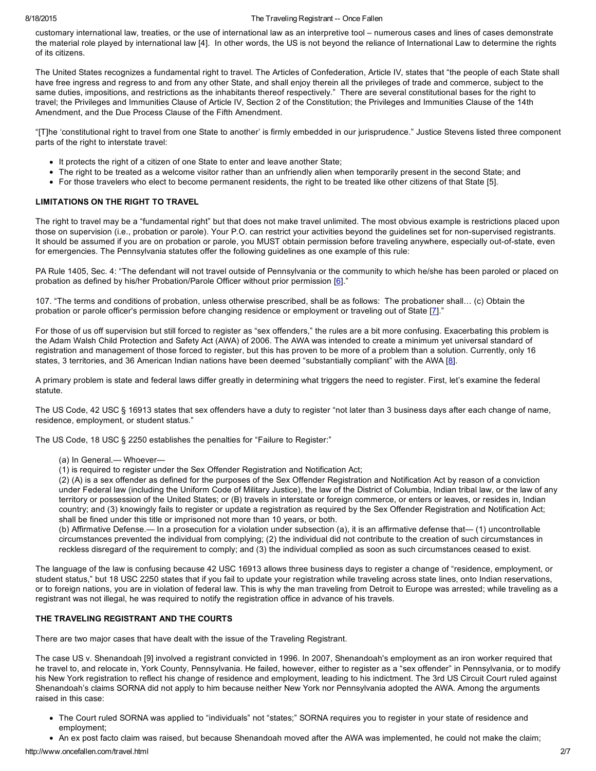customary international law, treaties, or the use of international law as an interpretive tool – numerous cases and lines of cases demonstrate the material role played by international law [4]. In other words, the US is not beyond the reliance of International Law to determine the rights of its citizens.

The United States recognizes a fundamental right to travel. The Articles of Confederation, Article IV, states that "the people of each State shall have free ingress and regress to and from any other State, and shall enjoy therein all the privileges of trade and commerce, subject to the same duties, impositions, and restrictions as the inhabitants thereof respectively." There are several constitutional bases for the right to travel; the Privileges and Immunities Clause of Article IV, Section 2 of the Constitution; the Privileges and Immunities Clause of the 14th Amendment, and the Due Process Clause of the Fifth Amendment.

"[T]he 'constitutional right to travel from one State to another' is firmly embedded in our jurisprudence." Justice Stevens listed three component parts of the right to interstate travel:

- It protects the right of a citizen of one State to enter and leave another State;
- The right to be treated as a welcome visitor rather than an unfriendly alien when temporarily present in the second State; and
- For those travelers who elect to become permanent residents, the right to be treated like other citizens of that State [5].

### LIMITATIONS ON THE RIGHT TO TRAVEL

The right to travel may be a "fundamental right" but that does not make travel unlimited. The most obvious example is restrictions placed upon those on supervision (i.e., probation or parole). Your P.O. can restrict your activities beyond the guidelines set for non-supervised registrants. It should be assumed if you are on probation or parole, you MUST obtain permission before traveling anywhere, especially out-of-state, even for emergencies. The Pennsylvania statutes offer the following guidelines as one example of this rule:

PA Rule 1405, Sec. 4: "The defendant will not travel outside of Pennsylvania or the community to which he/she has been paroled or placed on probation as defined by his/her Probation/Parole Officer without prior permission [6]."

107. "The terms and conditions of probation, unless otherwise prescribed, shall be as follows: The probationer shall… (c) Obtain the probation or parole officer's permission before changing residence or employment or traveling out of State [7]."

For those of us off supervision but still forced to register as "sex offenders," the rules are a bit more confusing. Exacerbating this problem is the Adam Walsh Child Protection and Safety Act (AWA) of 2006. The AWA was intended to create a minimum yet universal standard of registration and management of those forced to register, but this has proven to be more of a problem than a solution. Currently, only 16 states, 3 territories, and 36 American Indian nations have been deemed "substantially compliant" with the AWA [8].

A primary problem is state and federal laws differ greatly in determining what triggers the need to register. First, let's examine the federal statute.

The US Code, 42 USC § 16913 states that sex offenders have a duty to register "not later than 3 business days after each change of name, residence, employment, or student status."

The US Code, 18 USC § 2250 establishes the penalties for "Failure to Register:"

> (a) In General.— Whoever—
> (1) is required to register under the Sex Offender Registration and Notification Act;
> (2) (A) is a sex offender as defined for the purposes of the Sex Offender Registration and Notification Act by reason of a conviction under Federal law (including the Uniform Code of Military Justice), the law of the District of Columbia, Indian tribal law, or the law of any territory or possession of the United States; or (B) travels in interstate or foreign commerce, or enters or leaves, or resides in, Indian country; and (3) knowingly fails to register or update a registration as required by the Sex Offender Registration and Notification Act; shall be fined under this title or imprisoned not more than 10 years, or both.
> (b) Affirmative Defense.— In a prosecution for a violation under subsection (a), it is an affirmative defense that— (1) uncontrollable circumstances prevented the individual from complying; (2) the individual did not contribute to the creation of such circumstances in reckless disregard of the requirement to comply; and (3) the individual complied as soon as such circumstances ceased to exist.

The language of the law is confusing because 42 USC 16913 allows three business days to register a change of "residence, employment, or student status," but 18 USC 2250 states that if you fail to update your registration while traveling across state lines, onto Indian reservations, or to foreign nations, you are in violation of federal law. This is why the man traveling from Detroit to Europe was arrested; while traveling as a registrant was not illegal, he was required to notify the registration office in advance of his travels.

### THE TRAVELING REGISTRANT AND THE COURTS

There are two major cases that have dealt with the issue of the Traveling Registrant.

The case US v. Shenandoah [9] involved a registrant convicted in 1996. In 2007, Shenandoah's employment as an iron worker required that he travel to, and relocate in, York County, Pennsylvania. He failed, however, either to register as a "sex offender" in Pennsylvania, or to modify his New York registration to reflect his change of residence and employment, leading to his indictment. The 3rd US Circuit Court ruled against Shenandoah's claims SORNA did not apply to him because neither New York nor Pennsylvania adopted the AWA. Among the arguments raised in this case:

- The Court ruled SORNA was applied to "individuals" not "states;" SORNA requires you to register in your state of residence and employment;
- An ex post facto claim was raised, but because Shenandoah moved after the AWA was implemented, he could not make the claim;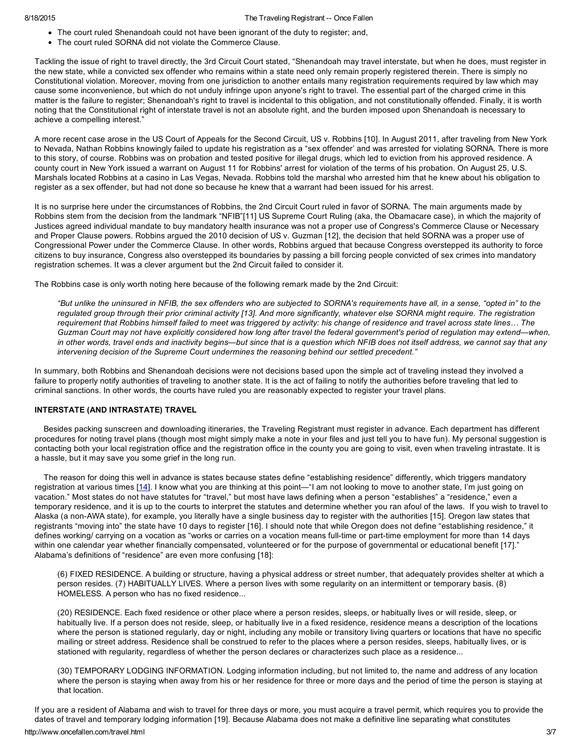- The court ruled Shenandoah could not have been ignorant of the duty to register; and,
- The court ruled SORNA did not violate the Commerce Clause.

Tackling the issue of right to travel directly, the 3rd Circuit Court stated, "Shenandoah may travel interstate, but when he does, must register in the new state, while a convicted sex offender who remains within a state need only remain properly registered therein. There is simply no Constitutional violation. Moreover, moving from one jurisdiction to another entails many registration requirements required by law which may cause some inconvenience, but which do not unduly infringe upon anyone's right to travel. The essential part of the charged crime in this matter is the failure to register; Shenandoah's right to travel is incidental to this obligation, and not constitutionally offended. Finally, it is worth noting that the Constitutional right of interstate travel is not an absolute right, and the burden imposed upon Shenandoah is necessary to achieve a compelling interest."

A more recent case arose in the US Court of Appeals for the Second Circuit, US v. Robbins [10]. In August 2011, after traveling from New York to Nevada, Nathan Robbins knowingly failed to update his registration as a "sex offender' and was arrested for violating SORNA. There is more to this story, of course. Robbins was on probation and tested positive for illegal drugs, which led to eviction from his approved residence. A county court in New York issued a warrant on August 11 for Robbins' arrest for violation of the terms of his probation. On August 25, U.S. Marshals located Robbins at a casino in Las Vegas, Nevada. Robbins told the marshal who arrested him that he knew about his obligation to register as a sex offender, but had not done so because he knew that a warrant had been issued for his arrest.

It is no surprise here under the circumstances of Robbins, the 2nd Circuit Court ruled in favor of SORNA. The main arguments made by Robbins stem from the decision from the landmark "NFIB"[11] US Supreme Court Ruling (aka, the Obamacare case), in which the majority of Justices agreed individual mandate to buy mandatory health insurance was not a proper use of Congress's Commerce Clause or Necessary and Proper Clause powers. Robbins argued the 2010 decision of US v. Guzman [12], the decision that held SORNA was a proper use of Congressional Power under the Commerce Clause. In other words, Robbins argued that because Congress overstepped its authority to force citizens to buy insurance, Congress also overstepped its boundaries by passing a bill forcing people convicted of sex crimes into mandatory registration schemes. It was a clever argument but the 2nd Circuit failed to consider it.

The Robbins case is only worth noting here because of the following remark made by the 2nd Circuit:

> *"But unlike the uninsured in NFIB, the sex offenders who are subjected to SORNA's requirements have all, in a sense, "opted in" to the regulated group through their prior criminal activity [13]. And more significantly, whatever else SORNA might require. The registration requirement that Robbins himself failed to meet was triggered by activity: his change of residence and travel across state lines… The Guzman Court may not have explicitly considered how long after travel the federal government's period of regulation may extend—when, in other words, travel ends and inactivity begins—but since that is a question which NFIB does not itself address, we cannot say that any intervening decision of the Supreme Court undermines the reasoning behind our settled precedent."*

In summary, both Robbins and Shenandoah decisions were not decisions based upon the simple act of traveling instead they involved a failure to properly notify authorities of traveling to another state. It is the act of failing to notify the authorities before traveling that led to criminal sanctions. In other words, the courts have ruled you are reasonably expected to register your travel plans.

### INTERSTATE (AND INTRASTATE) TRAVEL

Besides packing sunscreen and downloading itineraries, the Traveling Registrant must register in advance. Each department has different procedures for noting travel plans (though most might simply make a note in your files and just tell you to have fun). My personal suggestion is contacting both your local registration office and the registration office in the county you are going to visit, even when traveling intrastate. It is a hassle, but it may save you some grief in the long run.

The reason for doing this well in advance is states because states define "establishing residence" differently, which triggers mandatory registration at various times [14]. I know what you are thinking at this point—"I am not looking to move to another state, I'm just going on vacation." Most states do not have statutes for "travel," but most have laws defining when a person "establishes" a "residence," even a temporary residence, and it is up to the courts to interpret the statutes and determine whether you ran afoul of the laws. If you wish to travel to Alaska (a non-AWA state), for example, you literally have a single business day to register with the authorities [15]. Oregon law states that registrants "moving into" the state have 10 days to register [16]. I should note that while Oregon does not define "establishing residence," it defines working/ carrying on a vocation as "works or carries on a vocation means full-time or part-time employment for more than 14 days within one calendar year whether financially compensated, volunteered or for the purpose of governmental or educational benefit [17]." Alabama's definitions of "residence" are even more confusing [18]:

> (6) FIXED RESIDENCE. A building or structure, having a physical address or street number, that adequately provides shelter at which a person resides. (7) HABITUALLY LIVES. Where a person lives with some regularity on an intermittent or temporary basis. (8) HOMELESS. A person who has no fixed residence...
>
> (20) RESIDENCE. Each fixed residence or other place where a person resides, sleeps, or habitually lives or will reside, sleep, or habitually live. If a person does not reside, sleep, or habitually live in a fixed residence, residence means a description of the locations where the person is stationed regularly, day or night, including any mobile or transitory living quarters or locations that have no specific mailing or street address. Residence shall be construed to refer to the places where a person resides, sleeps, habitually lives, or is stationed with regularity, regardless of whether the person declares or characterizes such place as a residence...
>
> (30) TEMPORARY LODGING INFORMATION. Lodging information including, but not limited to, the name and address of any location where the person is staying when away from his or her residence for three or more days and the period of time the person is staying at that location.

If you are a resident of Alabama and wish to travel for three days or more, you must acquire a travel permit, which requires you to provide the dates of travel and temporary lodging information [19]. Because Alabama does not make a definitive line separating what constitutes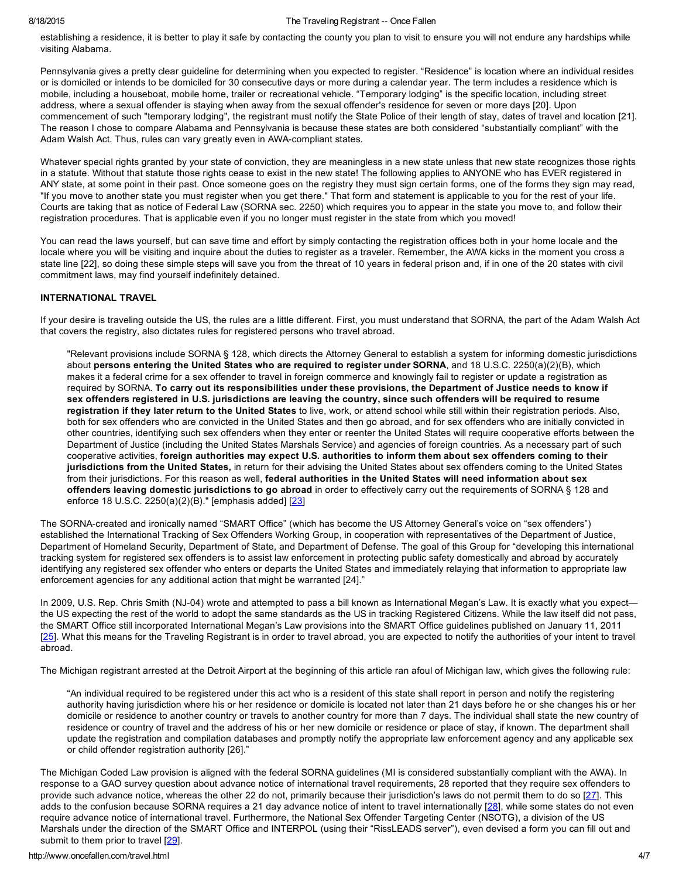establishing a residence, it is better to play it safe by contacting the county you plan to visit to ensure you will not endure any hardships while visiting Alabama.

Pennsylvania gives a pretty clear guideline for determining when you expected to register. "Residence" is location where an individual resides or is domiciled or intends to be domiciled for 30 consecutive days or more during a calendar year. The term includes a residence which is mobile, including a houseboat, mobile home, trailer or recreational vehicle. "Temporary lodging" is the specific location, including street address, where a sexual offender is staying when away from the sexual offender's residence for seven or more days [20]. Upon commencement of such "temporary lodging", the registrant must notify the State Police of their length of stay, dates of travel and location [21]. The reason I chose to compare Alabama and Pennsylvania is because these states are both considered "substantially compliant" with the Adam Walsh Act. Thus, rules can vary greatly even in AWA-compliant states.

Whatever special rights granted by your state of conviction, they are meaningless in a new state unless that new state recognizes those rights in a statute. Without that statute those rights cease to exist in the new state! The following applies to ANYONE who has EVER registered in ANY state, at some point in their past. Once someone goes on the registry they must sign certain forms, one of the forms they sign may read, "If you move to another state you must register when you get there." That form and statement is applicable to you for the rest of your life. Courts are taking that as notice of Federal Law (SORNA sec. 2250) which requires you to appear in the state you move to, and follow their registration procedures. That is applicable even if you no longer must register in the state from which you moved!

You can read the laws yourself, but can save time and effort by simply contacting the registration offices both in your home locale and the locale where you will be visiting and inquire about the duties to register as a traveler. Remember, the AWA kicks in the moment you cross a state line [22], so doing these simple steps will save you from the threat of 10 years in federal prison and, if in one of the 20 states with civil commitment laws, may find yourself indefinitely detained.

**INTERNATIONAL TRAVEL**

If your desire is traveling outside the US, the rules are a little different. First, you must understand that SORNA, the part of the Adam Walsh Act that covers the registry, also dictates rules for registered persons who travel abroad.

> "Relevant provisions include SORNA § 128, which directs the Attorney General to establish a system for informing domestic jurisdictions about **persons entering the United States who are required to register under SORNA**, and 18 U.S.C. 2250(a)(2)(B), which makes it a federal crime for a sex offender to travel in foreign commerce and knowingly fail to register or update a registration as required by SORNA. **To carry out its responsibilities under these provisions, the Department of Justice needs to know if sex offenders registered in U.S. jurisdictions are leaving the country, since such offenders will be required to resume registration if they later return to the United States** to live, work, or attend school while still within their registration periods. Also, both for sex offenders who are convicted in the United States and then go abroad, and for sex offenders who are initially convicted in other countries, identifying such sex offenders when they enter or reenter the United States will require cooperative efforts between the Department of Justice (including the United States Marshals Service) and agencies of foreign countries. As a necessary part of such cooperative activities, **foreign authorities may expect U.S. authorities to inform them about sex offenders coming to their jurisdictions from the United States,** in return for their advising the United States about sex offenders coming to the United States from their jurisdictions. For this reason as well, **federal authorities in the United States will need information about sex offenders leaving domestic jurisdictions to go abroad** in order to effectively carry out the requirements of SORNA § 128 and enforce 18 U.S.C. 2250(a)(2)(B)." [emphasis added] [23]

The SORNA-created and ironically named "SMART Office" (which has become the US Attorney General's voice on "sex offenders") established the International Tracking of Sex Offenders Working Group, in cooperation with representatives of the Department of Justice, Department of Homeland Security, Department of State, and Department of Defense. The goal of this Group for "developing this international tracking system for registered sex offenders is to assist law enforcement in protecting public safety domestically and abroad by accurately identifying any registered sex offender who enters or departs the United States and immediately relaying that information to appropriate law enforcement agencies for any additional action that might be warranted [24]."

In 2009, U.S. Rep. Chris Smith (NJ-04) wrote and attempted to pass a bill known as International Megan's Law. It is exactly what you expect—the US expecting the rest of the world to adopt the same standards as the US in tracking Registered Citizens. While the law itself did not pass, the SMART Office still incorporated International Megan's Law provisions into the SMART Office guidelines published on January 11, 2011 [25]. What this means for the Traveling Registrant is in order to travel abroad, you are expected to notify the authorities of your intent to travel abroad.

The Michigan registrant arrested at the Detroit Airport at the beginning of this article ran afoul of Michigan law, which gives the following rule:

> "An individual required to be registered under this act who is a resident of this state shall report in person and notify the registering authority having jurisdiction where his or her residence or domicile is located not later than 21 days before he or she changes his or her domicile or residence to another country or travels to another country for more than 7 days. The individual shall state the new country of residence or country of travel and the address of his or her new domicile or residence or place of stay, if known. The department shall update the registration and compilation databases and promptly notify the appropriate law enforcement agency and any applicable sex or child offender registration authority [26]."

The Michigan Coded Law provision is aligned with the federal SORNA guidelines (MI is considered substantially compliant with the AWA). In response to a GAO survey question about advance notice of international travel requirements, 28 reported that they require sex offenders to provide such advance notice, whereas the other 22 do not, primarily because their jurisdiction's laws do not permit them to do so [27]. This adds to the confusion because SORNA requires a 21 day advance notice of intent to travel internationally [28], while some states do not even require advance notice of international travel. Furthermore, the National Sex Offender Targeting Center (NSOTG), a division of the US Marshals under the direction of the SMART Office and INTERPOL (using their "RissLEADS server"), even devised a form you can fill out and submit to them prior to travel [29].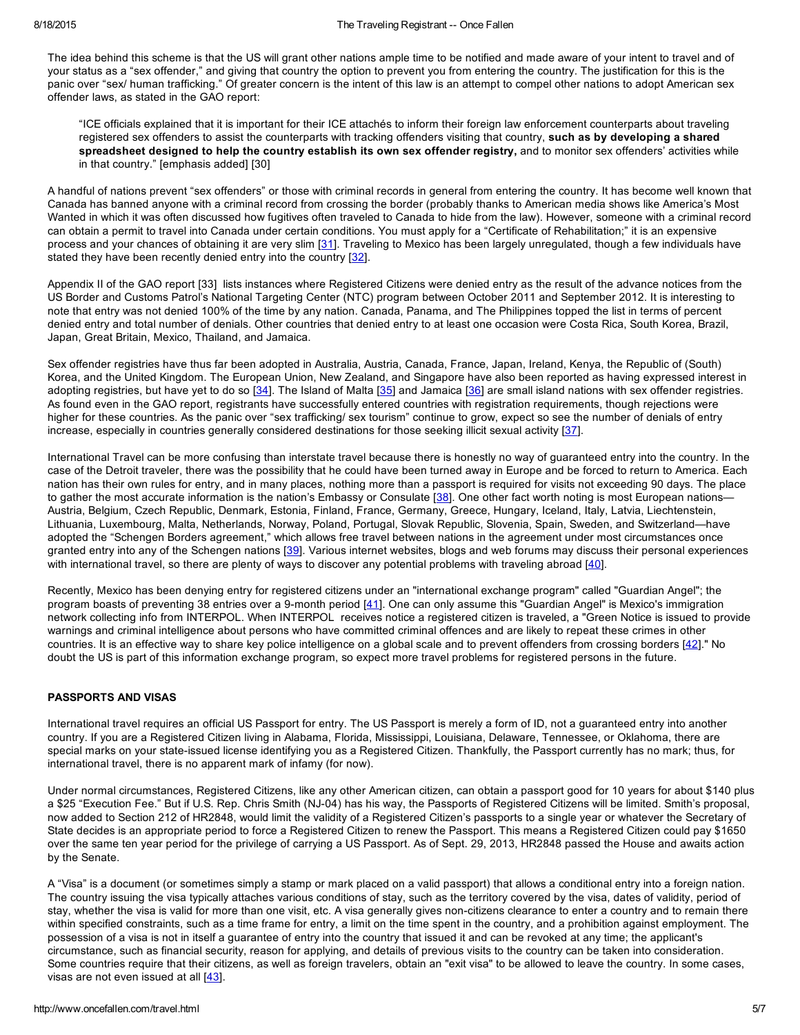The idea behind this scheme is that the US will grant other nations ample time to be notified and made aware of your intent to travel and of your status as a "sex offender," and giving that country the option to prevent you from entering the country. The justification for this is the panic over "sex/ human trafficking." Of greater concern is the intent of this law is an attempt to compel other nations to adopt American sex offender laws, as stated in the GAO report:

> "ICE officials explained that it is important for their ICE attachés to inform their foreign law enforcement counterparts about traveling registered sex offenders to assist the counterparts with tracking offenders visiting that country, **such as by developing a shared spreadsheet designed to help the country establish its own sex offender registry,** and to monitor sex offenders' activities while in that country." [emphasis added] [30]

A handful of nations prevent "sex offenders" or those with criminal records in general from entering the country. It has become well known that Canada has banned anyone with a criminal record from crossing the border (probably thanks to American media shows like America's Most Wanted in which it was often discussed how fugitives often traveled to Canada to hide from the law). However, someone with a criminal record can obtain a permit to travel into Canada under certain conditions. You must apply for a "Certificate of Rehabilitation;" it is an expensive process and your chances of obtaining it are very slim [31]. Traveling to Mexico has been largely unregulated, though a few individuals have stated they have been recently denied entry into the country [32].

Appendix II of the GAO report [33] lists instances where Registered Citizens were denied entry as the result of the advance notices from the US Border and Customs Patrol's National Targeting Center (NTC) program between October 2011 and September 2012. It is interesting to note that entry was not denied 100% of the time by any nation. Canada, Panama, and The Philippines topped the list in terms of percent denied entry and total number of denials. Other countries that denied entry to at least one occasion were Costa Rica, South Korea, Brazil, Japan, Great Britain, Mexico, Thailand, and Jamaica.

Sex offender registries have thus far been adopted in Australia, Austria, Canada, France, Japan, Ireland, Kenya, the Republic of (South) Korea, and the United Kingdom. The European Union, New Zealand, and Singapore have also been reported as having expressed interest in adopting registries, but have yet to do so [34]. The Island of Malta [35] and Jamaica [36] are small island nations with sex offender registries. As found even in the GAO report, registrants have successfully entered countries with registration requirements, though rejections were higher for these countries. As the panic over "sex trafficking/ sex tourism" continue to grow, expect so see the number of denials of entry increase, especially in countries generally considered destinations for those seeking illicit sexual activity [37].

International Travel can be more confusing than interstate travel because there is honestly no way of guaranteed entry into the country. In the case of the Detroit traveler, there was the possibility that he could have been turned away in Europe and be forced to return to America. Each nation has their own rules for entry, and in many places, nothing more than a passport is required for visits not exceeding 90 days. The place to gather the most accurate information is the nation's Embassy or Consulate [38]. One other fact worth noting is most European nations— Austria, Belgium, Czech Republic, Denmark, Estonia, Finland, France, Germany, Greece, Hungary, Iceland, Italy, Latvia, Liechtenstein, Lithuania, Luxembourg, Malta, Netherlands, Norway, Poland, Portugal, Slovak Republic, Slovenia, Spain, Sweden, and Switzerland—have adopted the "Schengen Borders agreement," which allows free travel between nations in the agreement under most circumstances once granted entry into any of the Schengen nations [39]. Various internet websites, blogs and web forums may discuss their personal experiences with international travel, so there are plenty of ways to discover any potential problems with traveling abroad [40].

Recently, Mexico has been denying entry for registered citizens under an "international exchange program" called "Guardian Angel"; the program boasts of preventing 38 entries over a 9-month period [41]. One can only assume this "Guardian Angel" is Mexico's immigration network collecting info from INTERPOL. When INTERPOL receives notice a registered citizen is traveled, a "Green Notice is issued to provide warnings and criminal intelligence about persons who have committed criminal offences and are likely to repeat these crimes in other countries. It is an effective way to share key police intelligence on a global scale and to prevent offenders from crossing borders [42]." No doubt the US is part of this information exchange program, so expect more travel problems for registered persons in the future.

## PASSPORTS AND VISAS

International travel requires an official US Passport for entry. The US Passport is merely a form of ID, not a guaranteed entry into another country. If you are a Registered Citizen living in Alabama, Florida, Mississippi, Louisiana, Delaware, Tennessee, or Oklahoma, there are special marks on your state-issued license identifying you as a Registered Citizen. Thankfully, the Passport currently has no mark; thus, for international travel, there is no apparent mark of infamy (for now).

Under normal circumstances, Registered Citizens, like any other American citizen, can obtain a passport good for 10 years for about $140 plus a $25 "Execution Fee." But if U.S. Rep. Chris Smith (NJ-04) has his way, the Passports of Registered Citizens will be limited. Smith's proposal, now added to Section 212 of HR2848, would limit the validity of a Registered Citizen's passports to a single year or whatever the Secretary of State decides is an appropriate period to force a Registered Citizen to renew the Passport. This means a Registered Citizen could pay $1650 over the same ten year period for the privilege of carrying a US Passport. As of Sept. 29, 2013, HR2848 passed the House and awaits action by the Senate.

A "Visa" is a document (or sometimes simply a stamp or mark placed on a valid passport) that allows a conditional entry into a foreign nation. The country issuing the visa typically attaches various conditions of stay, such as the territory covered by the visa, dates of validity, period of stay, whether the visa is valid for more than one visit, etc. A visa generally gives non-citizens clearance to enter a country and to remain there within specified constraints, such as a time frame for entry, a limit on the time spent in the country, and a prohibition against employment. The possession of a visa is not in itself a guarantee of entry into the country that issued it and can be revoked at any time; the applicant's circumstance, such as financial security, reason for applying, and details of previous visits to the country can be taken into consideration. Some countries require that their citizens, as well as foreign travelers, obtain an "exit visa" to be allowed to leave the country. In some cases, visas are not even issued at all [43].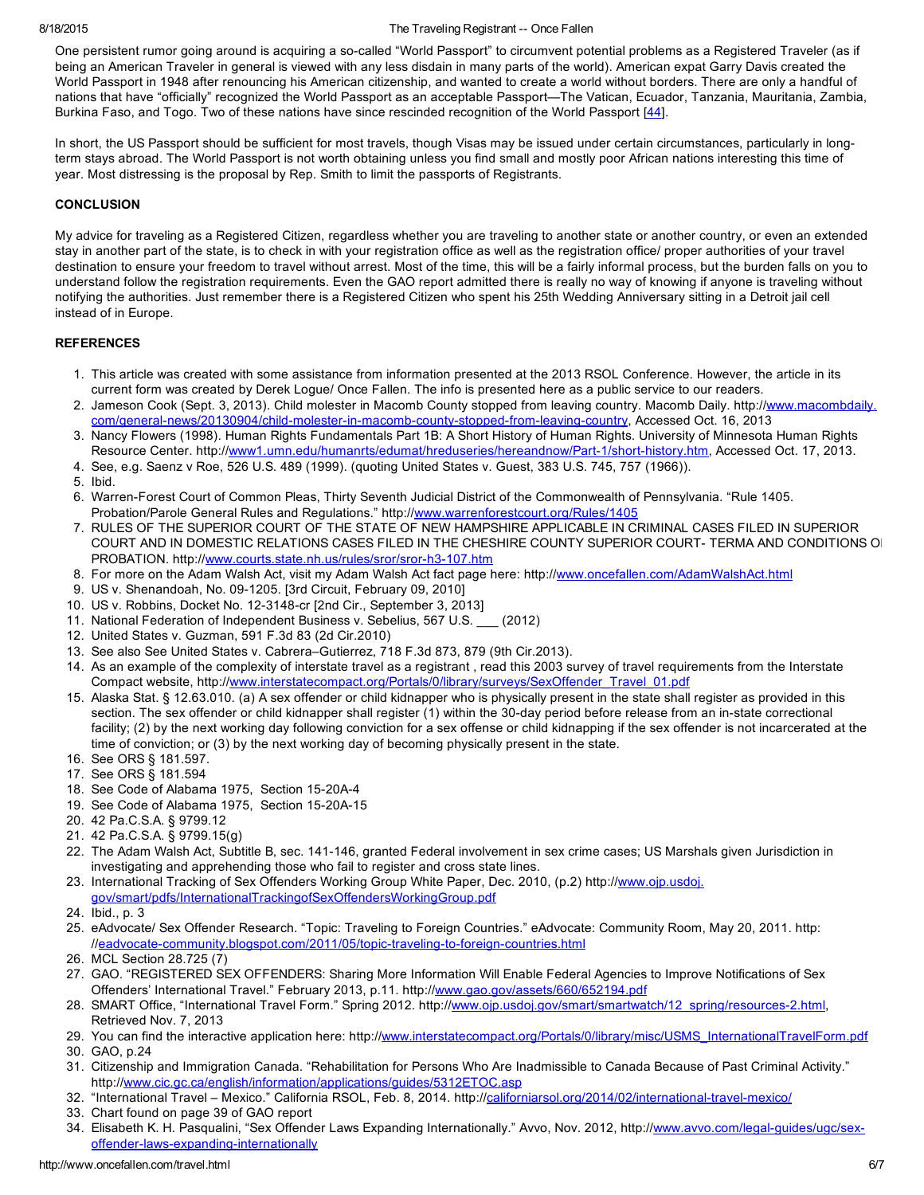One persistent rumor going around is acquiring a so-called "World Passport" to circumvent potential problems as a Registered Traveler (as if being an American Traveler in general is viewed with any less disdain in many parts of the world). American expat Garry Davis created the World Passport in 1948 after renouncing his American citizenship, and wanted to create a world without borders. There are only a handful of nations that have "officially" recognized the World Passport as an acceptable Passport—The Vatican, Ecuador, Tanzania, Mauritania, Zambia, Burkina Faso, and Togo. Two of these nations have since rescinded recognition of the World Passport [44].

In short, the US Passport should be sufficient for most travels, though Visas may be issued under certain circumstances, particularly in long-term stays abroad. The World Passport is not worth obtaining unless you find small and mostly poor African nations interesting this time of year. Most distressing is the proposal by Rep. Smith to limit the passports of Registrants.

## CONCLUSION

My advice for traveling as a Registered Citizen, regardless whether you are traveling to another state or another country, or even an extended stay in another part of the state, is to check in with your registration office as well as the registration office/ proper authorities of your travel destination to ensure your freedom to travel without arrest. Most of the time, this will be a fairly informal process, but the burden falls on you to understand follow the registration requirements. Even the GAO report admitted there is really no way of knowing if anyone is traveling without notifying the authorities. Just remember there is a Registered Citizen who spent his 25th Wedding Anniversary sitting in a Detroit jail cell instead of in Europe.

## REFERENCES

1. This article was created with some assistance from information presented at the 2013 RSOL Conference. However, the article in its current form was created by Derek Logue/ Once Fallen. The info is presented here as a public service to our readers.
2. Jameson Cook (Sept. 3, 2013). Child molester in Macomb County stopped from leaving country. Macomb Daily. http://www.macombdaily.com/general-news/20130904/child-molester-in-macomb-county-stopped-from-leaving-country, Accessed Oct. 16, 2013
3. Nancy Flowers (1998). Human Rights Fundamentals Part 1B: A Short History of Human Rights. University of Minnesota Human Rights Resource Center. http://www1.umn.edu/humanrts/edumat/hreduseries/hereandnow/Part-1/short-history.htm, Accessed Oct. 17, 2013.
4. See, e.g. Saenz v Roe, 526 U.S. 489 (1999). (quoting United States v. Guest, 383 U.S. 745, 757 (1966)).
5. Ibid.
6. Warren-Forest Court of Common Pleas, Thirty Seventh Judicial District of the Commonwealth of Pennsylvania. "Rule 1405. Probation/Parole General Rules and Regulations." http://www.warrenforestcourt.org/Rules/1405
7. RULES OF THE SUPERIOR COURT OF THE STATE OF NEW HAMPSHIRE APPLICABLE IN CRIMINAL CASES FILED IN SUPERIOR COURT AND IN DOMESTIC RELATIONS CASES FILED IN THE CHESHIRE COUNTY SUPERIOR COURT- TERMA AND CONDITIONS OF PROBATION. http://www.courts.state.nh.us/rules/sror/sror-h3-107.htm
8. For more on the Adam Walsh Act, visit my Adam Walsh Act fact page here: http://www.oncefallen.com/AdamWalshAct.html
9. US v. Shenandoah, No. 09-1205. [3rd Circuit, February 09, 2010]
10. US v. Robbins, Docket No. 12-3148-cr [2nd Cir., September 3, 2013]
11. National Federation of Independent Business v. Sebelius, 567 U.S. ___ (2012)
12. United States v. Guzman, 591 F.3d 83 (2d Cir.2010)
13. See also See United States v. Cabrera–Gutierrez, 718 F.3d 873, 879 (9th Cir.2013).
14. As an example of the complexity of interstate travel as a registrant , read this 2003 survey of travel requirements from the Interstate Compact website, http://www.interstatecompact.org/Portals/0/library/surveys/SexOffender_Travel_01.pdf
15. Alaska Stat. § 12.63.010. (a) A sex offender or child kidnapper who is physically present in the state shall register as provided in this section. The sex offender or child kidnapper shall register (1) within the 30-day period before release from an in-state correctional facility; (2) by the next working day following conviction for a sex offense or child kidnapping if the sex offender is not incarcerated at the time of conviction; or (3) by the next working day of becoming physically present in the state.
16. See ORS § 181.597.
17. See ORS § 181.594
18. See Code of Alabama 1975, Section 15-20A-4
19. See Code of Alabama 1975, Section 15-20A-15
20. 42 Pa.C.S.A. § 9799.12
21. 42 Pa.C.S.A. § 9799.15(g)
22. The Adam Walsh Act, Subtitle B, sec. 141-146, granted Federal involvement in sex crime cases; US Marshals given Jurisdiction in investigating and apprehending those who fail to register and cross state lines.
23. International Tracking of Sex Offenders Working Group White Paper, Dec. 2010, (p.2) http://www.ojp.usdoj.gov/smart/pdfs/InternationalTrackingofSexOffendersWorkingGroup.pdf
24. Ibid., p. 3
25. eAdvocate/ Sex Offender Research. "Topic: Traveling to Foreign Countries." eAdvocate: Community Room, May 20, 2011. http://eadvocate-community.blogspot.com/2011/05/topic-traveling-to-foreign-countries.html
26. MCL Section 28.725 (7)
27. GAO. "REGISTERED SEX OFFENDERS: Sharing More Information Will Enable Federal Agencies to Improve Notifications of Sex Offenders' International Travel." February 2013, p.11. http://www.gao.gov/assets/660/652194.pdf
28. SMART Office, "International Travel Form." Spring 2012. http://www.ojp.usdoj.gov/smart/smartwatch/12_spring/resources-2.html, Retrieved Nov. 7, 2013
29. You can find the interactive application here: http://www.interstatecompact.org/Portals/0/library/misc/USMS_InternationalTravelForm.pdf
30. GAO, p.24
31. Citizenship and Immigration Canada. "Rehabilitation for Persons Who Are Inadmissible to Canada Because of Past Criminal Activity." http://www.cic.gc.ca/english/information/applications/guides/5312ETOC.asp
32. "International Travel – Mexico." California RSOL, Feb. 8, 2014. http://californiarsol.org/2014/02/international-travel-mexico/
33. Chart found on page 39 of GAO report
34. Elisabeth K. H. Pasqualini, "Sex Offender Laws Expanding Internationally." Avvo, Nov. 2012, http://www.avvo.com/legal-guides/ugc/sex-offender-laws-expanding-internationally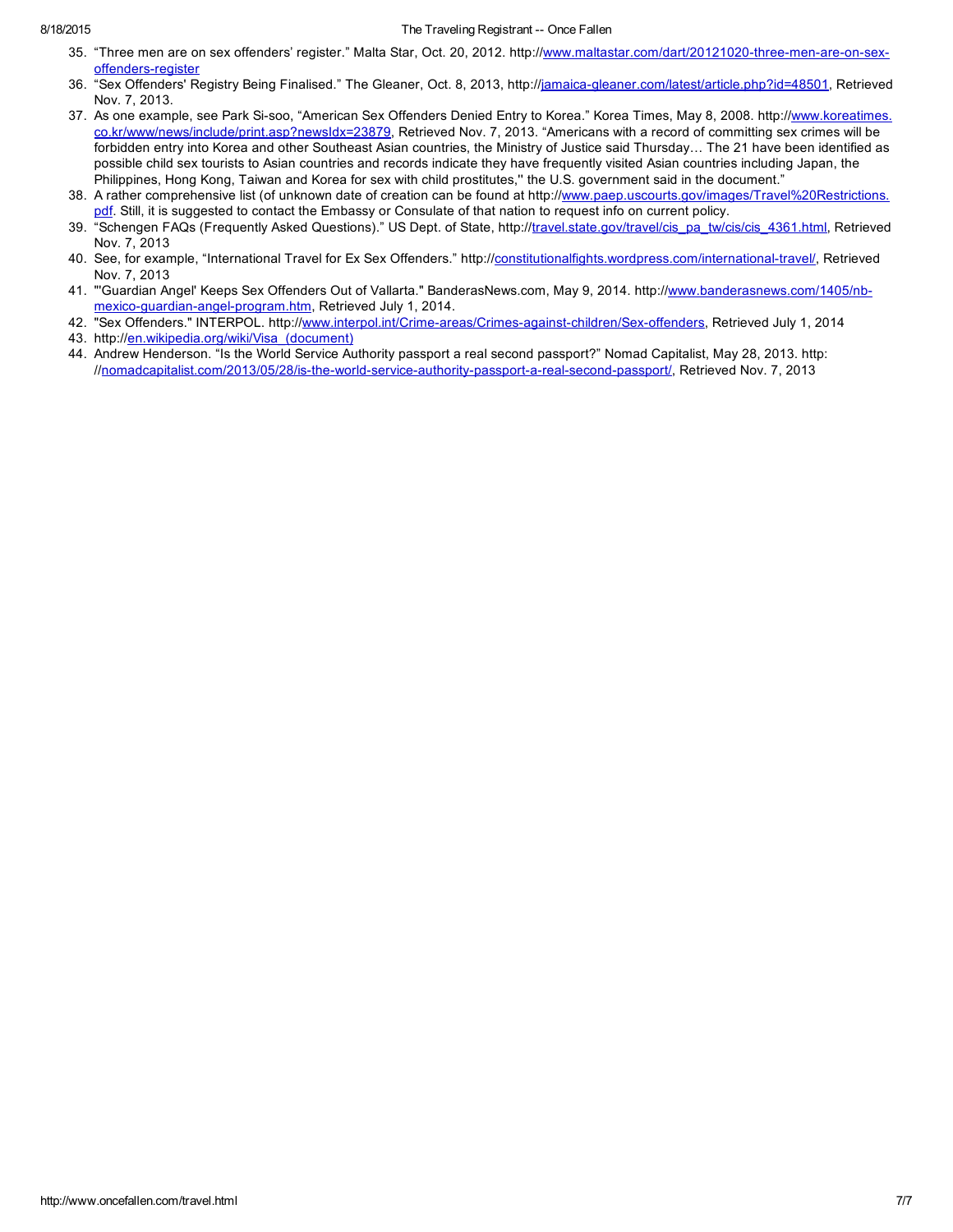35. "Three men are on sex offenders' register." Malta Star, Oct. 20, 2012. http://www.maltastar.com/dart/20121020-three-men-are-on-sex-offenders-register
36. "Sex Offenders' Registry Being Finalised." The Gleaner, Oct. 8, 2013, http://jamaica-gleaner.com/latest/article.php?id=48501, Retrieved Nov. 7, 2013.
37. As one example, see Park Si-soo, "American Sex Offenders Denied Entry to Korea." Korea Times, May 8, 2008. http://www.koreatimes.co.kr/www/news/include/print.asp?newsIdx=23879, Retrieved Nov. 7, 2013. "Americans with a record of committing sex crimes will be forbidden entry into Korea and other Southeast Asian countries, the Ministry of Justice said Thursday… The 21 have been identified as possible child sex tourists to Asian countries and records indicate they have frequently visited Asian countries including Japan, the Philippines, Hong Kong, Taiwan and Korea for sex with child prostitutes,'' the U.S. government said in the document."
38. A rather comprehensive list (of unknown date of creation can be found at http://www.paep.uscourts.gov/images/Travel%20Restrictions.pdf. Still, it is suggested to contact the Embassy or Consulate of that nation to request info on current policy.
39. "Schengen FAQs (Frequently Asked Questions)." US Dept. of State, http://travel.state.gov/travel/cis_pa_tw/cis/cis_4361.html, Retrieved Nov. 7, 2013
40. See, for example, "International Travel for Ex Sex Offenders." http://constitutionalfights.wordpress.com/international-travel/, Retrieved Nov. 7, 2013
41. "'Guardian Angel' Keeps Sex Offenders Out of Vallarta." BanderasNews.com, May 9, 2014. http://www.banderasnews.com/1405/nb-mexico-guardian-angel-program.htm, Retrieved July 1, 2014.
42. "Sex Offenders." INTERPOL. http://www.interpol.int/Crime-areas/Crimes-against-children/Sex-offenders, Retrieved July 1, 2014
43. http://en.wikipedia.org/wiki/Visa_(document)
44. Andrew Henderson. "Is the World Service Authority passport a real second passport?" Nomad Capitalist, May 28, 2013. http://nomadcapitalist.com/2013/05/28/is-the-world-service-authority-passport-a-real-second-passport/, Retrieved Nov. 7, 2013